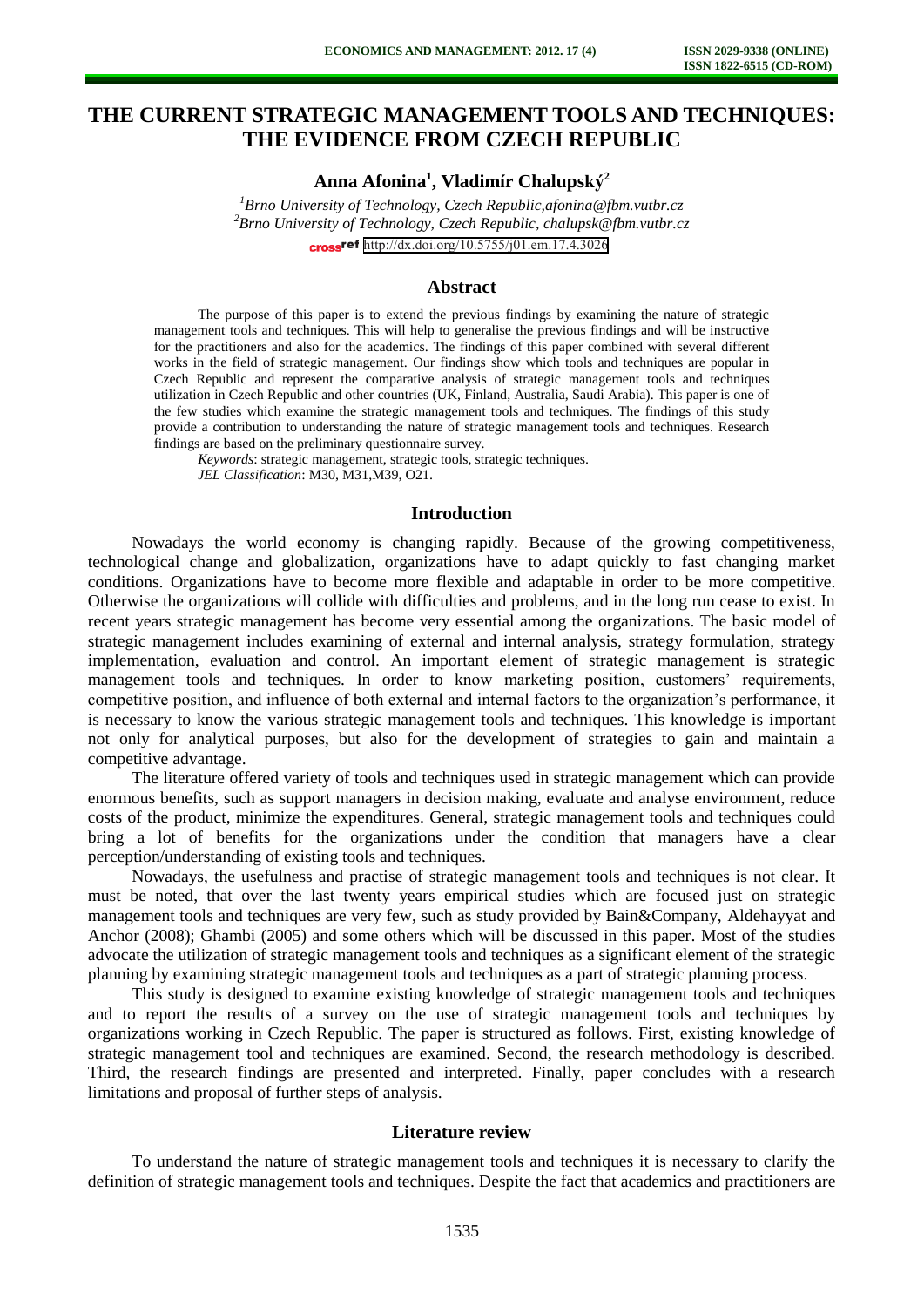# THE CURRENT STRATEGIC MANAGEMENT TOOLS AND TECHNIQUES: THE EVIDENCE FROM CZECH REPUBLIC

**Anna Afonina[1], Vladimír Chalupský[2]**

*[1]Brno University of Technology, Czech Republic,afonina@fbm.vutbr.cz*
*[2]Brno University of Technology, Czech Republic, chalupsk@fbm.vutbr.cz*
http://dx.doi.org/10.5755/j01.em.17.4.3026

## Abstract

The purpose of this paper is to extend the previous findings by examining the nature of strategic management tools and techniques. This will help to generalise the previous findings and will be instructive for the practitioners and also for the academics. The findings of this paper combined with several different works in the field of strategic management. Our findings show which tools and techniques are popular in Czech Republic and represent the comparative analysis of strategic management tools and techniques utilization in Czech Republic and other countries (UK, Finland, Australia, Saudi Arabia). This paper is one of the few studies which examine the strategic management tools and techniques. The findings of this study provide a contribution to understanding the nature of strategic management tools and techniques. Research findings are based on the preliminary questionnaire survey.

*Keywords*: strategic management, strategic tools, strategic techniques.

*JEL Classification*: M30, M31,M39, O21.

## Introduction

Nowadays the world economy is changing rapidly. Because of the growing competitiveness, technological change and globalization, organizations have to adapt quickly to fast changing market conditions. Organizations have to become more flexible and adaptable in order to be more competitive. Otherwise the organizations will collide with difficulties and problems, and in the long run cease to exist. In recent years strategic management has become very essential among the organizations. The basic model of strategic management includes examining of external and internal analysis, strategy formulation, strategy implementation, evaluation and control. An important element of strategic management is strategic management tools and techniques. In order to know marketing position, customers' requirements, competitive position, and influence of both external and internal factors to the organization's performance, it is necessary to know the various strategic management tools and techniques. This knowledge is important not only for analytical purposes, but also for the development of strategies to gain and maintain a competitive advantage.

The literature offered variety of tools and techniques used in strategic management which can provide enormous benefits, such as support managers in decision making, evaluate and analyse environment, reduce costs of the product, minimize the expenditures. General, strategic management tools and techniques could bring a lot of benefits for the organizations under the condition that managers have a clear perception/understanding of existing tools and techniques.

Nowadays, the usefulness and practise of strategic management tools and techniques is not clear. It must be noted, that over the last twenty years empirical studies which are focused just on strategic management tools and techniques are very few, such as study provided by Bain&Company, Aldehayyat and Anchor (2008); Ghambi (2005) and some others which will be discussed in this paper. Most of the studies advocate the utilization of strategic management tools and techniques as a significant element of the strategic planning by examining strategic management tools and techniques as a part of strategic planning process.

This study is designed to examine existing knowledge of strategic management tools and techniques and to report the results of a survey on the use of strategic management tools and techniques by organizations working in Czech Republic. The paper is structured as follows. First, existing knowledge of strategic management tool and techniques are examined. Second, the research methodology is described. Third, the research findings are presented and interpreted. Finally, paper concludes with a research limitations and proposal of further steps of analysis.

## Literature review

To understand the nature of strategic management tools and techniques it is necessary to clarify the definition of strategic management tools and techniques. Despite the fact that academics and practitioners are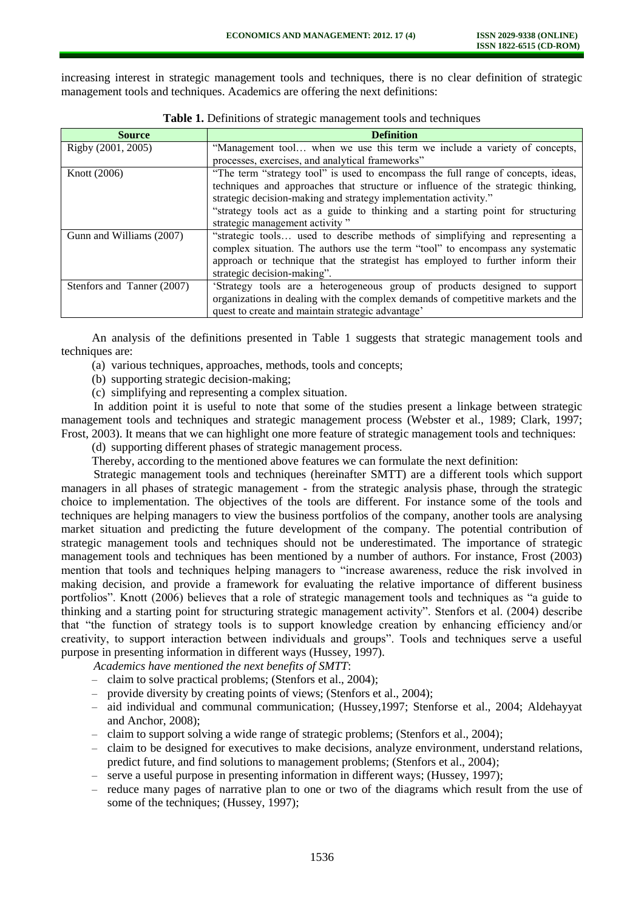increasing interest in strategic management tools and techniques, there is no clear definition of strategic management tools and techniques. Academics are offering the next definitions:

**Table 1.** Definitions of strategic management tools and techniques

| Source | Definition |
|---|---|
| Rigby (2001, 2005) | "Management tool… when we use this term we include a variety of concepts, processes, exercises, and analytical frameworks" |
| Knott (2006) | "The term "strategy tool" is used to encompass the full range of concepts, ideas, techniques and approaches that structure or influence of the strategic thinking, strategic decision-making and strategy implementation activity." "strategy tools act as a guide to thinking and a starting point for structuring strategic management activity " |
| Gunn and Williams (2007) | "strategic tools… used to describe methods of simplifying and representing a complex situation. The authors use the term "tool" to encompass any systematic approach or technique that the strategist has employed to further inform their strategic decision-making". |
| Stenfors and Tanner (2007) | 'Strategy tools are a heterogeneous group of products designed to support organizations in dealing with the complex demands of competitive markets and the quest to create and maintain strategic advantage' |

An analysis of the definitions presented in Table 1 suggests that strategic management tools and techniques are:

(a) various techniques, approaches, methods, tools and concepts;
(b) supporting strategic decision-making;
(c) simplifying and representing a complex situation.

In addition point it is useful to note that some of the studies present a linkage between strategic management tools and techniques and strategic management process (Webster et al., 1989; Clark, 1997; Frost, 2003). It means that we can highlight one more feature of strategic management tools and techniques:

(d) supporting different phases of strategic management process.

Thereby, according to the mentioned above features we can formulate the next definition:

Strategic management tools and techniques (hereinafter SMTT) are a different tools which support managers in all phases of strategic management - from the strategic analysis phase, through the strategic choice to implementation. The objectives of the tools are different. For instance some of the tools and techniques are helping managers to view the business portfolios of the company, another tools are analysing market situation and predicting the future development of the company. The potential contribution of strategic management tools and techniques should not be underestimated. The importance of strategic management tools and techniques has been mentioned by a number of authors. For instance, Frost (2003) mention that tools and techniques helping managers to "increase awareness, reduce the risk involved in making decision, and provide a framework for evaluating the relative importance of different business portfolios". Knott (2006) believes that a role of strategic management tools and techniques as "a guide to thinking and a starting point for structuring strategic management activity". Stenfors et al. (2004) describe that "the function of strategy tools is to support knowledge creation by enhancing efficiency and/or creativity, to support interaction between individuals and groups". Tools and techniques serve a useful purpose in presenting information in different ways (Hussey, 1997).

*Academics have mentioned the next benefits of SMTT*:

- claim to solve practical problems; (Stenfors et al., 2004);
- provide diversity by creating points of views; (Stenfors et al., 2004);
- aid individual and communal communication; (Hussey,1997; Stenforse et al., 2004; Aldehayyat and Anchor, 2008);
- claim to support solving a wide range of strategic problems; (Stenfors et al., 2004);
- claim to be designed for executives to make decisions, analyze environment, understand relations, predict future, and find solutions to management problems; (Stenfors et al., 2004);
- serve a useful purpose in presenting information in different ways; (Hussey, 1997);
- reduce many pages of narrative plan to one or two of the diagrams which result from the use of some of the techniques; (Hussey, 1997);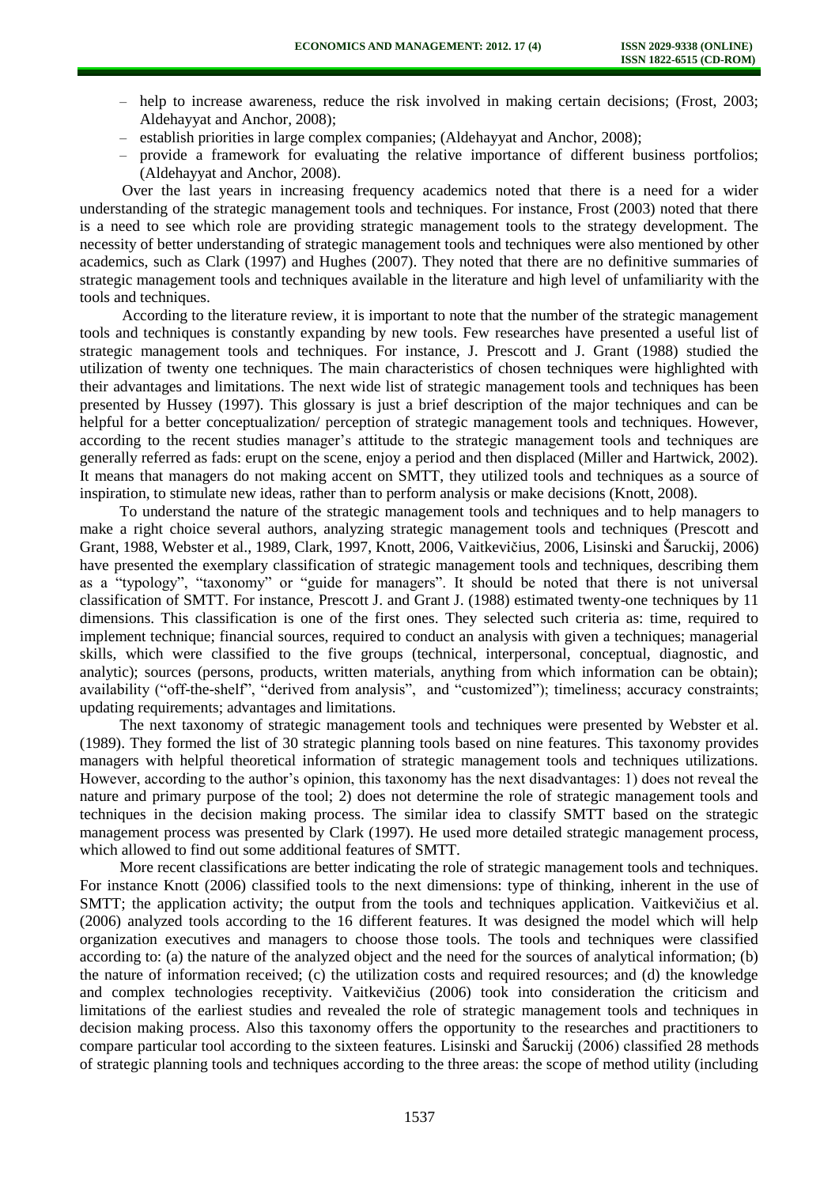- help to increase awareness, reduce the risk involved in making certain decisions; (Frost, 2003; Aldehayyat and Anchor, 2008);
- establish priorities in large complex companies; (Aldehayyat and Anchor, 2008);
- provide a framework for evaluating the relative importance of different business portfolios; (Aldehayyat and Anchor, 2008).

Over the last years in increasing frequency academics noted that there is a need for a wider understanding of the strategic management tools and techniques. For instance, Frost (2003) noted that there is a need to see which role are providing strategic management tools to the strategy development. The necessity of better understanding of strategic management tools and techniques were also mentioned by other academics, such as Clark (1997) and Hughes (2007). They noted that there are no definitive summaries of strategic management tools and techniques available in the literature and high level of unfamiliarity with the tools and techniques.

According to the literature review, it is important to note that the number of the strategic management tools and techniques is constantly expanding by new tools. Few researches have presented a useful list of strategic management tools and techniques. For instance, J. Prescott and J. Grant (1988) studied the utilization of twenty one techniques. The main characteristics of chosen techniques were highlighted with their advantages and limitations. The next wide list of strategic management tools and techniques has been presented by Hussey (1997). This glossary is just a brief description of the major techniques and can be helpful for a better conceptualization/ perception of strategic management tools and techniques. However, according to the recent studies manager's attitude to the strategic management tools and techniques are generally referred as fads: erupt on the scene, enjoy a period and then displaced (Miller and Hartwick, 2002). It means that managers do not making accent on SMTT, they utilized tools and techniques as a source of inspiration, to stimulate new ideas, rather than to perform analysis or make decisions (Knott, 2008).

To understand the nature of the strategic management tools and techniques and to help managers to make a right choice several authors, analyzing strategic management tools and techniques (Prescott and Grant, 1988, Webster et al., 1989, Clark, 1997, Knott, 2006, Vaitkevičius, 2006, Lisinski and Šaruckij, 2006) have presented the exemplary classification of strategic management tools and techniques, describing them as a "typology", "taxonomy" or "guide for managers". It should be noted that there is not universal classification of SMTT. For instance, Prescott J. and Grant J. (1988) estimated twenty-one techniques by 11 dimensions. This classification is one of the first ones. They selected such criteria as: time, required to implement technique; financial sources, required to conduct an analysis with given a techniques; managerial skills, which were classified to the five groups (technical, interpersonal, conceptual, diagnostic, and analytic); sources (persons, products, written materials, anything from which information can be obtain); availability ("off-the-shelf", "derived from analysis", and "customized"); timeliness; accuracy constraints; updating requirements; advantages and limitations.

The next taxonomy of strategic management tools and techniques were presented by Webster et al. (1989). They formed the list of 30 strategic planning tools based on nine features. This taxonomy provides managers with helpful theoretical information of strategic management tools and techniques utilizations. However, according to the author's opinion, this taxonomy has the next disadvantages: 1) does not reveal the nature and primary purpose of the tool; 2) does not determine the role of strategic management tools and techniques in the decision making process. The similar idea to classify SMTT based on the strategic management process was presented by Clark (1997). He used more detailed strategic management process, which allowed to find out some additional features of SMTT.

More recent classifications are better indicating the role of strategic management tools and techniques. For instance Knott (2006) classified tools to the next dimensions: type of thinking, inherent in the use of SMTT; the application activity; the output from the tools and techniques application. Vaitkevičius et al. (2006) analyzed tools according to the 16 different features. It was designed the model which will help organization executives and managers to choose those tools. The tools and techniques were classified according to: (a) the nature of the analyzed object and the need for the sources of analytical information; (b) the nature of information received; (c) the utilization costs and required resources; and (d) the knowledge and complex technologies receptivity. Vaitkevičius (2006) took into consideration the criticism and limitations of the earliest studies and revealed the role of strategic management tools and techniques in decision making process. Also this taxonomy offers the opportunity to the researches and practitioners to compare particular tool according to the sixteen features. Lisinski and Šaruckij (2006) classified 28 methods of strategic planning tools and techniques according to the three areas: the scope of method utility (including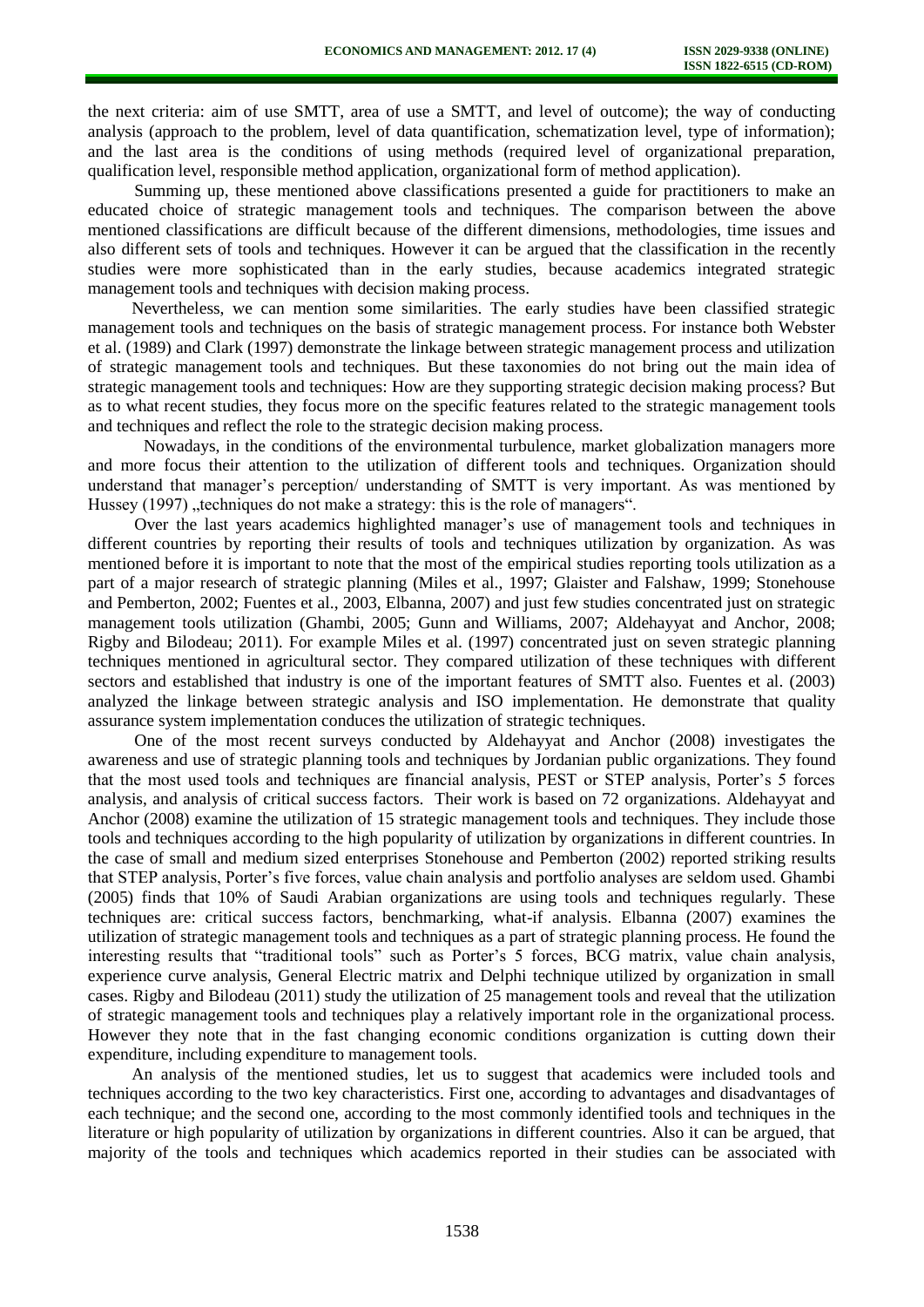the next criteria: aim of use SMTT, area of use a SMTT, and level of outcome); the way of conducting analysis (approach to the problem, level of data quantification, schematization level, type of information); and the last area is the conditions of using methods (required level of organizational preparation, qualification level, responsible method application, organizational form of method application).

Summing up, these mentioned above classifications presented a guide for practitioners to make an educated choice of strategic management tools and techniques. The comparison between the above mentioned classifications are difficult because of the different dimensions, methodologies, time issues and also different sets of tools and techniques. However it can be argued that the classification in the recently studies were more sophisticated than in the early studies, because academics integrated strategic management tools and techniques with decision making process.

Nevertheless, we can mention some similarities. The early studies have been classified strategic management tools and techniques on the basis of strategic management process. For instance both Webster et al. (1989) and Clark (1997) demonstrate the linkage between strategic management process and utilization of strategic management tools and techniques. But these taxonomies do not bring out the main idea of strategic management tools and techniques: How are they supporting strategic decision making process? But as to what recent studies, they focus more on the specific features related to the strategic management tools and techniques and reflect the role to the strategic decision making process.

Nowadays, in the conditions of the environmental turbulence, market globalization managers more and more focus their attention to the utilization of different tools and techniques. Organization should understand that manager's perception/ understanding of SMTT is very important. As was mentioned by Hussey (1997) „techniques do not make a strategy: this is the role of managers".

Over the last years academics highlighted manager's use of management tools and techniques in different countries by reporting their results of tools and techniques utilization by organization. As was mentioned before it is important to note that the most of the empirical studies reporting tools utilization as a part of a major research of strategic planning (Miles et al., 1997; Glaister and Falshaw, 1999; Stonehouse and Pemberton, 2002; Fuentes et al., 2003, Elbanna, 2007) and just few studies concentrated just on strategic management tools utilization (Ghambi, 2005; Gunn and Williams, 2007; Aldehayyat and Anchor, 2008; Rigby and Bilodeau; 2011). For example Miles et al. (1997) concentrated just on seven strategic planning techniques mentioned in agricultural sector. They compared utilization of these techniques with different sectors and established that industry is one of the important features of SMTT also. Fuentes et al. (2003) analyzed the linkage between strategic analysis and ISO implementation. He demonstrate that quality assurance system implementation conduces the utilization of strategic techniques.

One of the most recent surveys conducted by Aldehayyat and Anchor (2008) investigates the awareness and use of strategic planning tools and techniques by Jordanian public organizations. They found that the most used tools and techniques are financial analysis, PEST or STEP analysis, Porter's 5 forces analysis, and analysis of critical success factors. Their work is based on 72 organizations. Aldehayyat and Anchor (2008) examine the utilization of 15 strategic management tools and techniques. They include those tools and techniques according to the high popularity of utilization by organizations in different countries. In the case of small and medium sized enterprises Stonehouse and Pemberton (2002) reported striking results that STEP analysis, Porter's five forces, value chain analysis and portfolio analyses are seldom used. Ghambi (2005) finds that 10% of Saudi Arabian organizations are using tools and techniques regularly. These techniques are: critical success factors, benchmarking, what-if analysis. Elbanna (2007) examines the utilization of strategic management tools and techniques as a part of strategic planning process. He found the interesting results that "traditional tools" such as Porter's 5 forces, BCG matrix, value chain analysis, experience curve analysis, General Electric matrix and Delphi technique utilized by organization in small cases. Rigby and Bilodeau (2011) study the utilization of 25 management tools and reveal that the utilization of strategic management tools and techniques play a relatively important role in the organizational process. However they note that in the fast changing economic conditions organization is cutting down their expenditure, including expenditure to management tools.

An analysis of the mentioned studies, let us to suggest that academics were included tools and techniques according to the two key characteristics. First one, according to advantages and disadvantages of each technique; and the second one, according to the most commonly identified tools and techniques in the literature or high popularity of utilization by organizations in different countries. Also it can be argued, that majority of the tools and techniques which academics reported in their studies can be associated with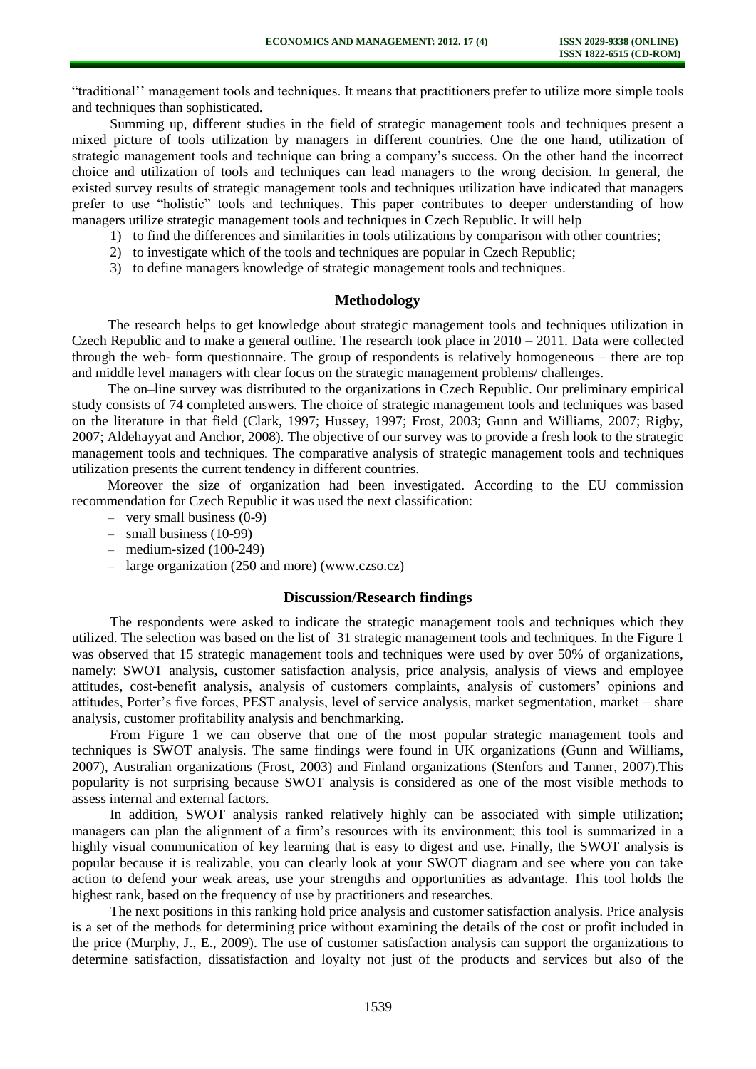"traditional'' management tools and techniques. It means that practitioners prefer to utilize more simple tools and techniques than sophisticated.

Summing up, different studies in the field of strategic management tools and techniques present a mixed picture of tools utilization by managers in different countries. One the one hand, utilization of strategic management tools and technique can bring a company's success. On the other hand the incorrect choice and utilization of tools and techniques can lead managers to the wrong decision. In general, the existed survey results of strategic management tools and techniques utilization have indicated that managers prefer to use "holistic" tools and techniques. This paper contributes to deeper understanding of how managers utilize strategic management tools and techniques in Czech Republic. It will help

1) to find the differences and similarities in tools utilizations by comparison with other countries;
2) to investigate which of the tools and techniques are popular in Czech Republic;
3) to define managers knowledge of strategic management tools and techniques.

## Methodology

The research helps to get knowledge about strategic management tools and techniques utilization in Czech Republic and to make a general outline. The research took place in 2010 – 2011. Data were collected through the web- form questionnaire. The group of respondents is relatively homogeneous – there are top and middle level managers with clear focus on the strategic management problems/ challenges.

The on–line survey was distributed to the organizations in Czech Republic. Our preliminary empirical study consists of 74 completed answers. The choice of strategic management tools and techniques was based on the literature in that field (Clark, 1997; Hussey, 1997; Frost, 2003; Gunn and Williams, 2007; Rigby, 2007; Aldehayyat and Anchor, 2008). The objective of our survey was to provide a fresh look to the strategic management tools and techniques. The comparative analysis of strategic management tools and techniques utilization presents the current tendency in different countries.

Moreover the size of organization had been investigated. According to the EU commission recommendation for Czech Republic it was used the next classification:

- very small business (0-9)
- small business (10-99)
- medium-sized (100-249)
- large organization (250 and more) (www.czso.cz)

## Discussion/Research findings

The respondents were asked to indicate the strategic management tools and techniques which they utilized. The selection was based on the list of 31 strategic management tools and techniques. In the Figure 1 was observed that 15 strategic management tools and techniques were used by over 50% of organizations, namely: SWOT analysis, customer satisfaction analysis, price analysis, analysis of views and employee attitudes, cost-benefit analysis, analysis of customers complaints, analysis of customers' opinions and attitudes, Porter's five forces, PEST analysis, level of service analysis, market segmentation, market – share analysis, customer profitability analysis and benchmarking.

From Figure 1 we can observe that one of the most popular strategic management tools and techniques is SWOT analysis. The same findings were found in UK organizations (Gunn and Williams, 2007), Australian organizations (Frost, 2003) and Finland organizations (Stenfors and Tanner, 2007).This popularity is not surprising because SWOT analysis is considered as one of the most visible methods to assess internal and external factors.

In addition, SWOT analysis ranked relatively highly can be associated with simple utilization; managers can plan the alignment of a firm's resources with its environment; this tool is summarized in a highly visual communication of key learning that is easy to digest and use. Finally, the SWOT analysis is popular because it is realizable, you can clearly look at your SWOT diagram and see where you can take action to defend your weak areas, use your strengths and opportunities as advantage. This tool holds the highest rank, based on the frequency of use by practitioners and researches.

The next positions in this ranking hold price analysis and customer satisfaction analysis. Price analysis is a set of the methods for determining price without examining the details of the cost or profit included in the price (Murphy, J., E., 2009). The use of customer satisfaction analysis can support the organizations to determine satisfaction, dissatisfaction and loyalty not just of the products and services but also of the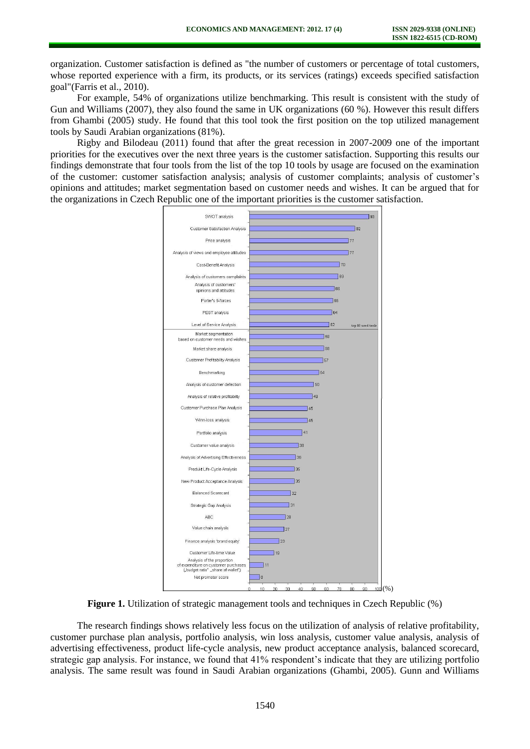organization. Customer satisfaction is defined as "the number of customers or percentage of total customers, whose reported experience with a firm, its products, or its services (ratings) exceeds specified satisfaction goal"(Farris et al., 2010).

For example, 54% of organizations utilize benchmarking. This result is consistent with the study of Gun and Williams (2007), they also found the same in UK organizations (60 %). However this result differs from Ghambi (2005) study. He found that this tool took the first position on the top utilized management tools by Saudi Arabian organizations (81%).

Rigby and Bilodeau (2011) found that after the great recession in 2007-2009 one of the important priorities for the executives over the next three years is the customer satisfaction. Supporting this results our findings demonstrate that four tools from the list of the top 10 tools by usage are focused on the examination of the customer: customer satisfaction analysis; analysis of customer complaints; analysis of customer's opinions and attitudes; market segmentation based on customer needs and wishes. It can be argued that for the organizations in Czech Republic one of the important priorities is the customer satisfaction.

| Tool | Utilization (%) |
|---|---|
| SWOT analysis | 93 |
| Customer Satisfaction Analysis | 82 |
| Price analysis | 77 |
| Analysis of views and employee attitudes | 77 |
| Cost-Benefit Analysis | 70 |
| Analysis of customers complaints | 69 |
| Analysis of customers' opinions and attitudes | 66 |
| Porter's 5-forces | 65 |
| PEST analysis | 64 |
| Level of Service Analysis | 62 |
| *top 10 used tools* | |
| Market segmentation based on customer needs and wishes | 59 |
| Market share analysis | 58 |
| Customer Profitability Analysis | 57 |
| Benchmarking | 54 |
| Analysis of customer defection | 50 |
| Analysis of relative profitability | 49 |
| Customer Purchase Plan Analysis | 45 |
| Winn-loss analysis | 45 |
| Portfolio analysis | 41 |
| Customer value analysis | 38 |
| Analysis of Advertising Effectiveness | 36 |
| Produkt Life-Cycle Analysis | 35 |
| New Product Acceptance Analysis | 35 |
| Balanced Scorecard | 32 |
| Strategic Gap Analysis | 31 |
| ABC | 28 |
| Value chain analysis | 27 |
| Finance analysis 'brand equity' | 23 |
| Customer Life-time Value | 19 |
| Analysis of the proportion of expenditure on customer purchases („budget ratio" „share of wallet") | 11 |
| Net promoter score | 8 |

**Figure 1.** Utilization of strategic management tools and techniques in Czech Republic (%)

The research findings shows relatively less focus on the utilization of analysis of relative profitability, customer purchase plan analysis, portfolio analysis, win loss analysis, customer value analysis, analysis of advertising effectiveness, product life-cycle analysis, new product acceptance analysis, balanced scorecard, strategic gap analysis. For instance, we found that 41% respondent's indicate that they are utilizing portfolio analysis. The same result was found in Saudi Arabian organizations (Ghambi, 2005). Gunn and Williams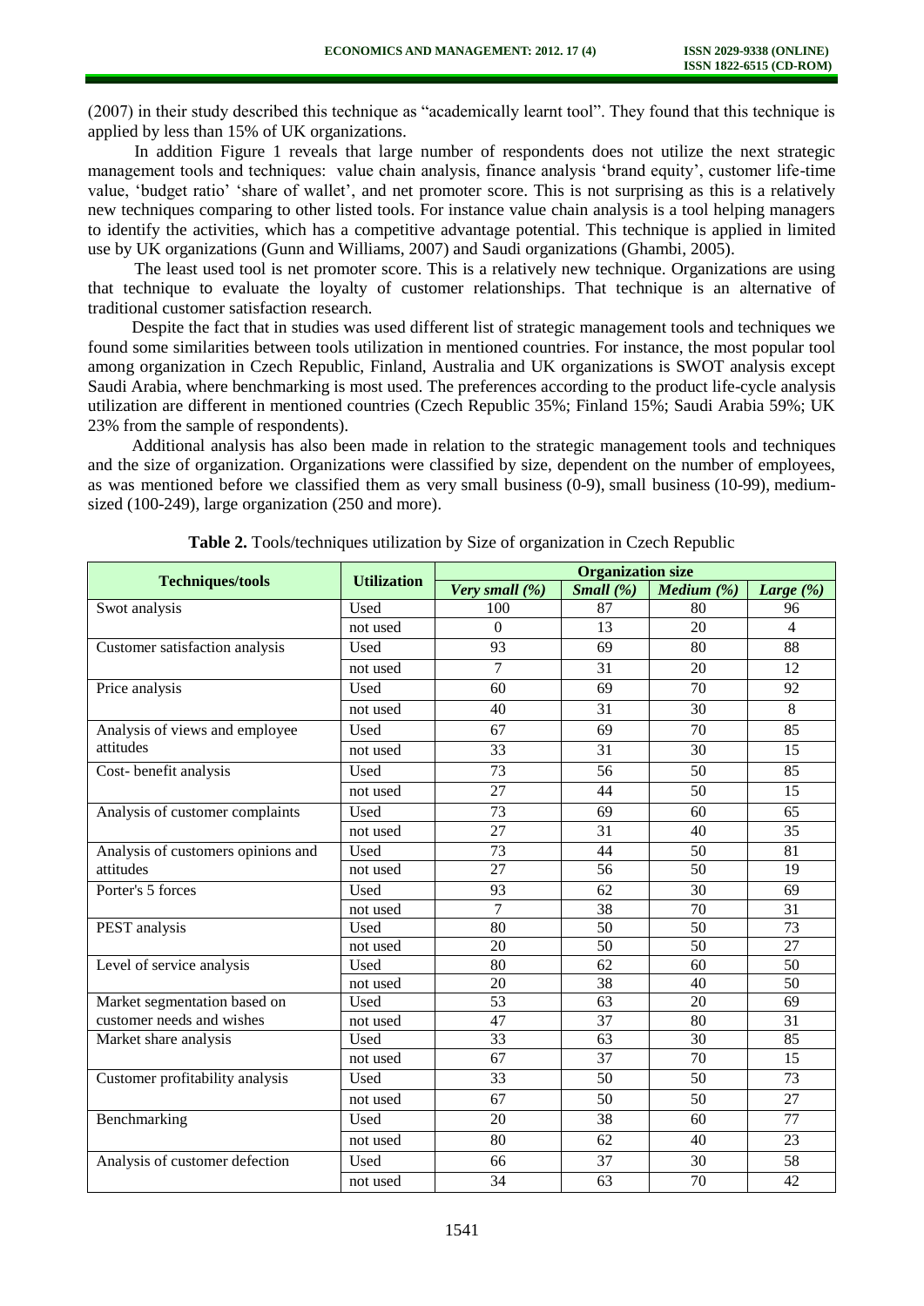(2007) in their study described this technique as "academically learnt tool". They found that this technique is applied by less than 15% of UK organizations.

In addition Figure 1 reveals that large number of respondents does not utilize the next strategic management tools and techniques: value chain analysis, finance analysis 'brand equity', customer life-time value, 'budget ratio' 'share of wallet', and net promoter score. This is not surprising as this is a relatively new techniques comparing to other listed tools. For instance value chain analysis is a tool helping managers to identify the activities, which has a competitive advantage potential. This technique is applied in limited use by UK organizations (Gunn and Williams, 2007) and Saudi organizations (Ghambi, 2005).

The least used tool is net promoter score. This is a relatively new technique. Organizations are using that technique to evaluate the loyalty of customer relationships. That technique is an alternative of traditional customer satisfaction research.

Despite the fact that in studies was used different list of strategic management tools and techniques we found some similarities between tools utilization in mentioned countries. For instance, the most popular tool among organization in Czech Republic, Finland, Australia and UK organizations is SWOT analysis except Saudi Arabia, where benchmarking is most used. The preferences according to the product life-cycle analysis utilization are different in mentioned countries (Czech Republic 35%; Finland 15%; Saudi Arabia 59%; UK 23% from the sample of respondents).

Additional analysis has also been made in relation to the strategic management tools and techniques and the size of organization. Organizations were classified by size, dependent on the number of employees, as was mentioned before we classified them as very small business (0-9), small business (10-99), medium-sized (100-249), large organization (250 and more).

**Table 2.** Tools/techniques utilization by Size of organization in Czech Republic

| Techniques/tools | Utilization | Organization size | | | |
|---|---|---|---|---|---|
| | | *Very small (%)* | *Small (%)* | *Medium (%)* | *Large (%)* |
| Swot analysis | Used | 100 | 87 | 80 | 96 |
| | not used | 0 | 13 | 20 | 4 |
| Customer satisfaction analysis | Used | 93 | 69 | 80 | 88 |
| | not used | 7 | 31 | 20 | 12 |
| Price analysis | Used | 60 | 69 | 70 | 92 |
| | not used | 40 | 31 | 30 | 8 |
| Analysis of views and employee attitudes | Used | 67 | 69 | 70 | 85 |
| | not used | 33 | 31 | 30 | 15 |
| Cost- benefit analysis | Used | 73 | 56 | 50 | 85 |
| | not used | 27 | 44 | 50 | 15 |
| Analysis of customer complaints | Used | 73 | 69 | 60 | 65 |
| | not used | 27 | 31 | 40 | 35 |
| Analysis of customers opinions and attitudes | Used | 73 | 44 | 50 | 81 |
| | not used | 27 | 56 | 50 | 19 |
| Porter's 5 forces | Used | 93 | 62 | 30 | 69 |
| | not used | 7 | 38 | 70 | 31 |
| PEST analysis | Used | 80 | 50 | 50 | 73 |
| | not used | 20 | 50 | 50 | 27 |
| Level of service analysis | Used | 80 | 62 | 60 | 50 |
| | not used | 20 | 38 | 40 | 50 |
| Market segmentation based on customer needs and wishes | Used | 53 | 63 | 20 | 69 |
| | not used | 47 | 37 | 80 | 31 |
| Market share analysis | Used | 33 | 63 | 30 | 85 |
| | not used | 67 | 37 | 70 | 15 |
| Customer profitability analysis | Used | 33 | 50 | 50 | 73 |
| | not used | 67 | 50 | 50 | 27 |
| Benchmarking | Used | 20 | 38 | 60 | 77 |
| | not used | 80 | 62 | 40 | 23 |
| Analysis of customer defection | Used | 66 | 37 | 30 | 58 |
| | not used | 34 | 63 | 70 | 42 |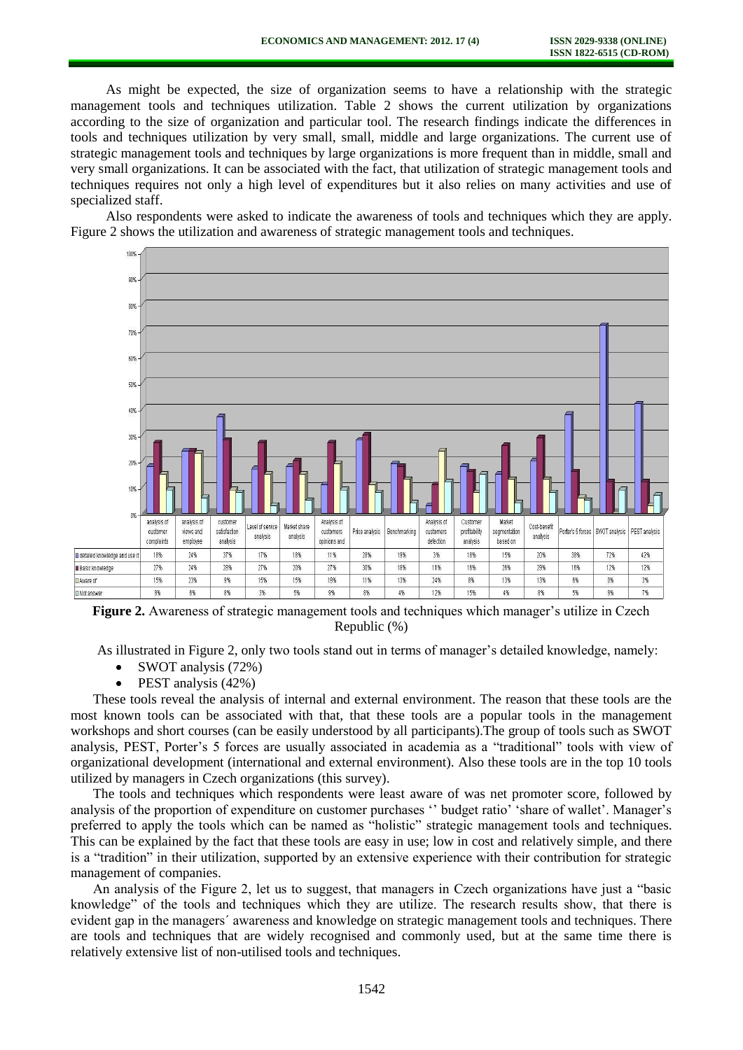As might be expected, the size of organization seems to have a relationship with the strategic management tools and techniques utilization. Table 2 shows the current utilization by organizations according to the size of organization and particular tool. The research findings indicate the differences in tools and techniques utilization by very small, small, middle and large organizations. The current use of strategic management tools and techniques by large organizations is more frequent than in middle, small and very small organizations. It can be associated with the fact, that utilization of strategic management tools and techniques requires not only a high level of expenditures but it also relies on many activities and use of specialized staff.

Also respondents were asked to indicate the awareness of tools and techniques which they are apply. Figure 2 shows the utilization and awareness of strategic management tools and techniques.

| | analysis of customer complaints | analysis of views and employee | customer satisfaction analysis | Level of service analysis | Market share analysis | Analysis of customers opinions and | Price analysis | Benchmarking | Analysis of customers defection | Customer profitability analysis | Market segmentation based on | Cost-benefit analysis | Porter's 5 forces | SWOT analysis | PEST analysis |
|---|---|---|---|---|---|---|---|---|---|---|---|---|---|---|---|
| detailed knowledge and use it | 18% | 24% | 37% | 17% | 18% | 11% | 28% | 19% | 3% | 18% | 15% | 20% | 38% | 72% | 42% |
| Basic knowledge | 27% | 24% | 28% | 27% | 20% | 27% | 30% | 18% | 11% | 16% | 26% | 29% | 16% | 12% | 12% |
| Aware of | 15% | 23% | 9% | 15% | 15% | 19% | 11% | 13% | 24% | 8% | 13% | 13% | 6% | 0% | 3% |
| Not answer | 9% | 6% | 8% | 3% | 5% | 9% | 8% | 4% | 12% | 15% | 4% | 8% | 5% | 9% | 7% |

**Figure 2.** Awareness of strategic management tools and techniques which manager's utilize in Czech Republic (%)

As illustrated in Figure 2, only two tools stand out in terms of manager's detailed knowledge, namely:

- SWOT analysis (72%)
- PEST analysis (42%)

These tools reveal the analysis of internal and external environment. The reason that these tools are the most known tools can be associated with that, that these tools are a popular tools in the management workshops and short courses (can be easily understood by all participants).The group of tools such as SWOT analysis, PEST, Porter's 5 forces are usually associated in academia as a "traditional" tools with view of organizational development (international and external environment). Also these tools are in the top 10 tools utilized by managers in Czech organizations (this survey).

The tools and techniques which respondents were least aware of was net promoter score, followed by analysis of the proportion of expenditure on customer purchases '' budget ratio' 'share of wallet'. Manager's preferred to apply the tools which can be named as "holistic" strategic management tools and techniques. This can be explained by the fact that these tools are easy in use; low in cost and relatively simple, and there is a "tradition" in their utilization, supported by an extensive experience with their contribution for strategic management of companies.

An analysis of the Figure 2, let us to suggest, that managers in Czech organizations have just a "basic knowledge" of the tools and techniques which they are utilize. The research results show, that there is evident gap in the managers´ awareness and knowledge on strategic management tools and techniques. There are tools and techniques that are widely recognised and commonly used, but at the same time there is relatively extensive list of non-utilised tools and techniques.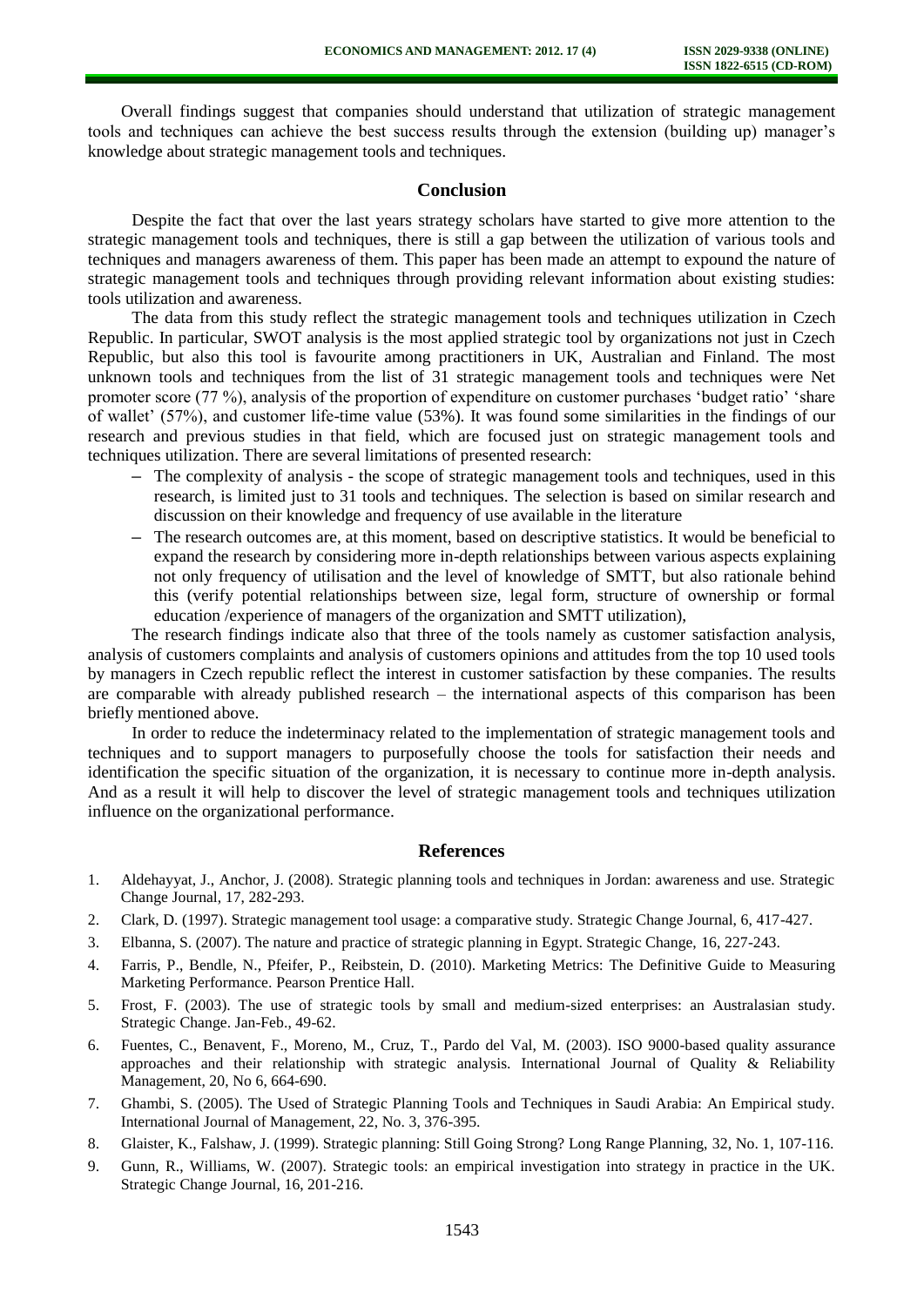Overall findings suggest that companies should understand that utilization of strategic management tools and techniques can achieve the best success results through the extension (building up) manager's knowledge about strategic management tools and techniques.

## Conclusion

Despite the fact that over the last years strategy scholars have started to give more attention to the strategic management tools and techniques, there is still a gap between the utilization of various tools and techniques and managers awareness of them. This paper has been made an attempt to expound the nature of strategic management tools and techniques through providing relevant information about existing studies: tools utilization and awareness.

The data from this study reflect the strategic management tools and techniques utilization in Czech Republic. In particular, SWOT analysis is the most applied strategic tool by organizations not just in Czech Republic, but also this tool is favourite among practitioners in UK, Australian and Finland. The most unknown tools and techniques from the list of 31 strategic management tools and techniques were Net promoter score (77 %), analysis of the proportion of expenditure on customer purchases 'budget ratio' 'share of wallet' (57%), and customer life-time value (53%). It was found some similarities in the findings of our research and previous studies in that field, which are focused just on strategic management tools and techniques utilization. There are several limitations of presented research:

- The complexity of analysis - the scope of strategic management tools and techniques, used in this research, is limited just to 31 tools and techniques. The selection is based on similar research and discussion on their knowledge and frequency of use available in the literature
- The research outcomes are, at this moment, based on descriptive statistics. It would be beneficial to expand the research by considering more in-depth relationships between various aspects explaining not only frequency of utilisation and the level of knowledge of SMTT, but also rationale behind this (verify potential relationships between size, legal form, structure of ownership or formal education /experience of managers of the organization and SMTT utilization),

The research findings indicate also that three of the tools namely as customer satisfaction analysis, analysis of customers complaints and analysis of customers opinions and attitudes from the top 10 used tools by managers in Czech republic reflect the interest in customer satisfaction by these companies. The results are comparable with already published research – the international aspects of this comparison has been briefly mentioned above.

In order to reduce the indeterminacy related to the implementation of strategic management tools and techniques and to support managers to purposefully choose the tools for satisfaction their needs and identification the specific situation of the organization, it is necessary to continue more in-depth analysis. And as a result it will help to discover the level of strategic management tools and techniques utilization influence on the organizational performance.

## References

1. Aldehayyat, J., Anchor, J. (2008). Strategic planning tools and techniques in Jordan: awareness and use. Strategic Change Journal, 17, 282-293.
2. Clark, D. (1997). Strategic management tool usage: a comparative study. Strategic Change Journal, 6, 417-427.
3. Elbanna, S. (2007). The nature and practice of strategic planning in Egypt. Strategic Change, 16, 227-243.
4. Farris, P., Bendle, N., Pfeifer, P., Reibstein, D. (2010). Marketing Metrics: The Definitive Guide to Measuring Marketing Performance. Pearson Prentice Hall.
5. Frost, F. (2003). The use of strategic tools by small and medium-sized enterprises: an Australasian study. Strategic Change. Jan-Feb., 49-62.
6. Fuentes, C., Benavent, F., Moreno, M., Cruz, T., Pardo del Val, M. (2003). ISO 9000-based quality assurance approaches and their relationship with strategic analysis. International Journal of Quality & Reliability Management, 20, No 6, 664-690.
7. Ghambi, S. (2005). The Used of Strategic Planning Tools and Techniques in Saudi Arabia: An Empirical study. International Journal of Management, 22, No. 3, 376-395.
8. Glaister, K., Falshaw, J. (1999). Strategic planning: Still Going Strong? Long Range Planning, 32, No. 1, 107-116.
9. Gunn, R., Williams, W. (2007). Strategic tools: an empirical investigation into strategy in practice in the UK. Strategic Change Journal, 16, 201-216.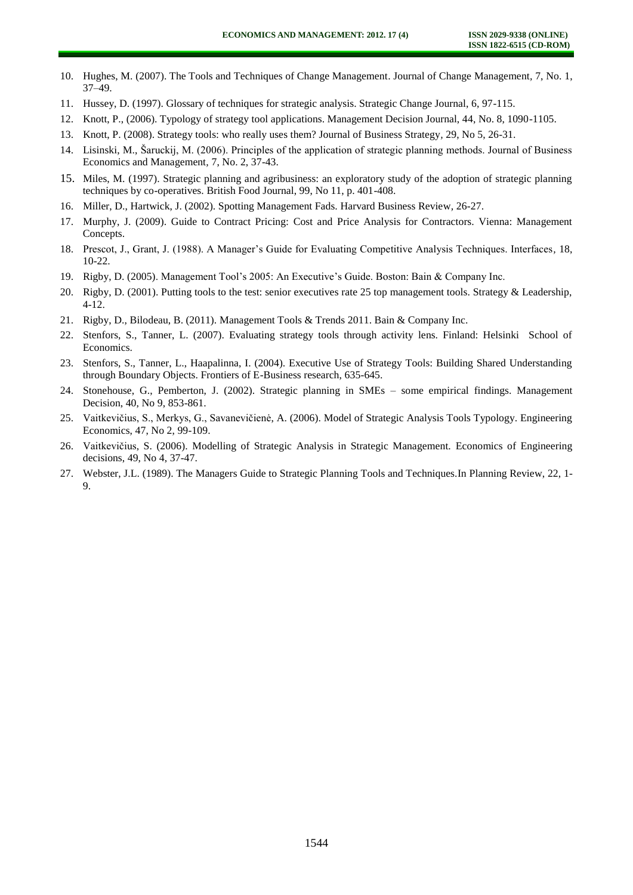10. Hughes, M. (2007). The Tools and Techniques of Change Management. Journal of Change Management, 7, No. 1, 37–49.
11. Hussey, D. (1997). Glossary of techniques for strategic analysis. Strategic Change Journal, 6, 97-115.
12. Knott, P., (2006). Typology of strategy tool applications. Management Decision Journal, 44, No. 8, 1090-1105.
13. Knott, P. (2008). Strategy tools: who really uses them? Journal of Business Strategy, 29, No 5, 26-31.
14. Lisinski, M., Šaruckij, M. (2006). Principles of the application of strategic planning methods. Journal of Business Economics and Management, 7, No. 2, 37-43.
15. Miles, M. (1997). Strategic planning and agribusiness: an exploratory study of the adoption of strategic planning techniques by co-operatives. British Food Journal, 99, No 11, p. 401-408.
16. Miller, D., Hartwick, J. (2002). Spotting Management Fads. Harvard Business Review, 26-27.
17. Murphy, J. (2009). Guide to Contract Pricing: Cost and Price Analysis for Contractors. Vienna: Management Concepts.
18. Prescot, J., Grant, J. (1988). A Manager's Guide for Evaluating Competitive Analysis Techniques. Interfaces, 18, 10-22.
19. Rigby, D. (2005). Management Tool's 2005: An Executive's Guide. Boston: Bain & Company Inc.
20. Rigby, D. (2001). Putting tools to the test: senior executives rate 25 top management tools. Strategy & Leadership, 4-12.
21. Rigby, D., Bilodeau, B. (2011). Management Tools & Trends 2011. Bain & Company Inc.
22. Stenfors, S., Tanner, L. (2007). Evaluating strategy tools through activity lens. Finland: Helsinki School of Economics.
23. Stenfors, S., Tanner, L., Haapalinna, I. (2004). Executive Use of Strategy Tools: Building Shared Understanding through Boundary Objects. Frontiers of E-Business research, 635-645.
24. Stonehouse, G., Pemberton, J. (2002). Strategic planning in SMEs – some empirical findings. Management Decision, 40, No 9, 853-861.
25. Vaitkevičius, S., Merkys, G., Savanevičienė, A. (2006). Model of Strategic Analysis Tools Typology. Engineering Economics, 47, No 2, 99-109.
26. Vaitkevičius, S. (2006). Modelling of Strategic Analysis in Strategic Management. Economics of Engineering decisions, 49, No 4, 37-47.
27. Webster, J.L. (1989). The Managers Guide to Strategic Planning Tools and Techniques.In Planning Review, 22, 1-9.